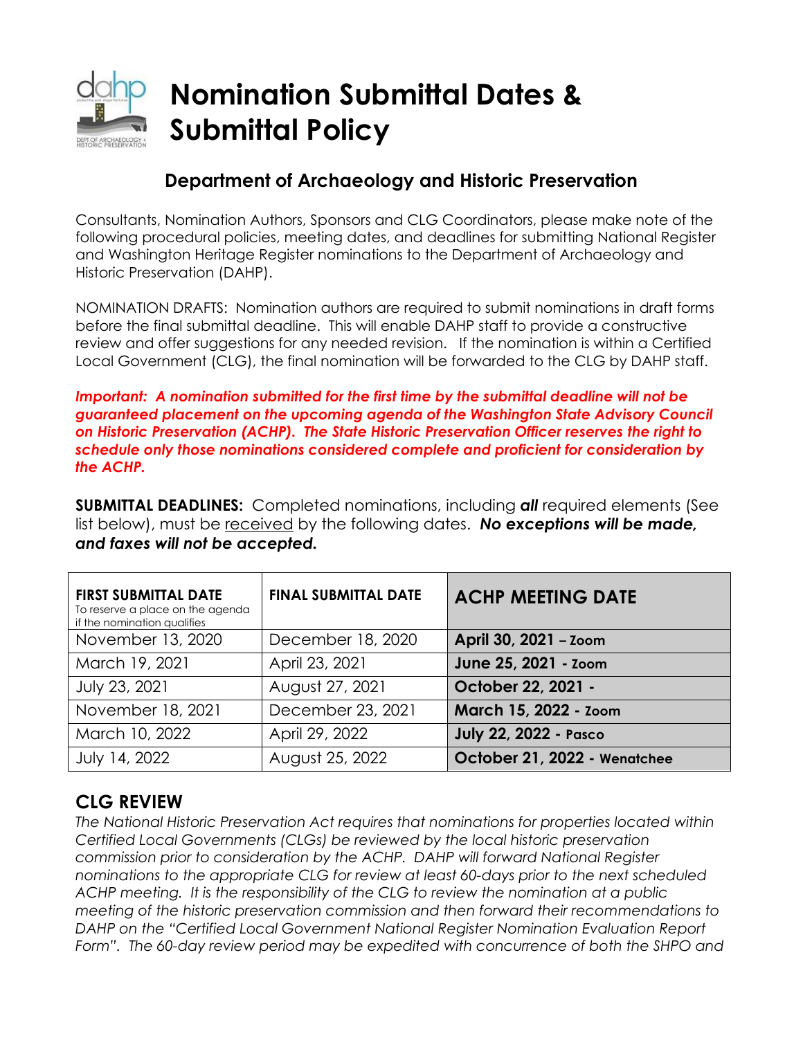# Nomination Submittal Dates & Submittal Policy

## Department of Archaeology and Historic Preservation

Consultants, Nomination Authors, Sponsors and CLG Coordinators, please make note of the following procedural policies, meeting dates, and deadlines for submitting National Register and Washington Heritage Register nominations to the Department of Archaeology and Historic Preservation (DAHP).

NOMINATION DRAFTS: Nomination authors are required to submit nominations in draft forms before the final submittal deadline. This will enable DAHP staff to provide a constructive review and offer suggestions for any needed revision. If the nomination is within a Certified Local Government (CLG), the final nomination will be forwarded to the CLG by DAHP staff.

***Important: A nomination submitted for the first time by the submittal deadline will not be guaranteed placement on the upcoming agenda of the Washington State Advisory Council on Historic Preservation (ACHP). The State Historic Preservation Officer reserves the right to schedule only those nominations considered complete and proficient for consideration by the ACHP.***

**SUBMITTAL DEADLINES:** Completed nominations, including ***all*** required elements (See list below), must be received by the following dates. ***No exceptions will be made, and faxes will not be accepted.***

| **FIRST SUBMITTAL DATE** To reserve a place on the agenda if the nomination qualifies | **FINAL SUBMITTAL DATE** | **ACHP MEETING DATE** |
|---|---|---|
| November 13, 2020 | December 18, 2020 | **April 30, 2021 – Zoom** |
| March 19, 2021 | April 23, 2021 | **June 25, 2021 - Zoom** |
| July 23, 2021 | August 27, 2021 | **October 22, 2021 -** |
| November 18, 2021 | December 23, 2021 | **March 15, 2022 - Zoom** |
| March 10, 2022 | April 29, 2022 | **July 22, 2022 - Pasco** |
| July 14, 2022 | August 25, 2022 | **October 21, 2022 - Wenatchee** |

## CLG REVIEW

*The National Historic Preservation Act requires that nominations for properties located within Certified Local Governments (CLGs) be reviewed by the local historic preservation commission prior to consideration by the ACHP. DAHP will forward National Register nominations to the appropriate CLG for review at least 60-days prior to the next scheduled ACHP meeting. It is the responsibility of the CLG to review the nomination at a public meeting of the historic preservation commission and then forward their recommendations to DAHP on the "Certified Local Government National Register Nomination Evaluation Report Form". The 60-day review period may be expedited with concurrence of both the SHPO and*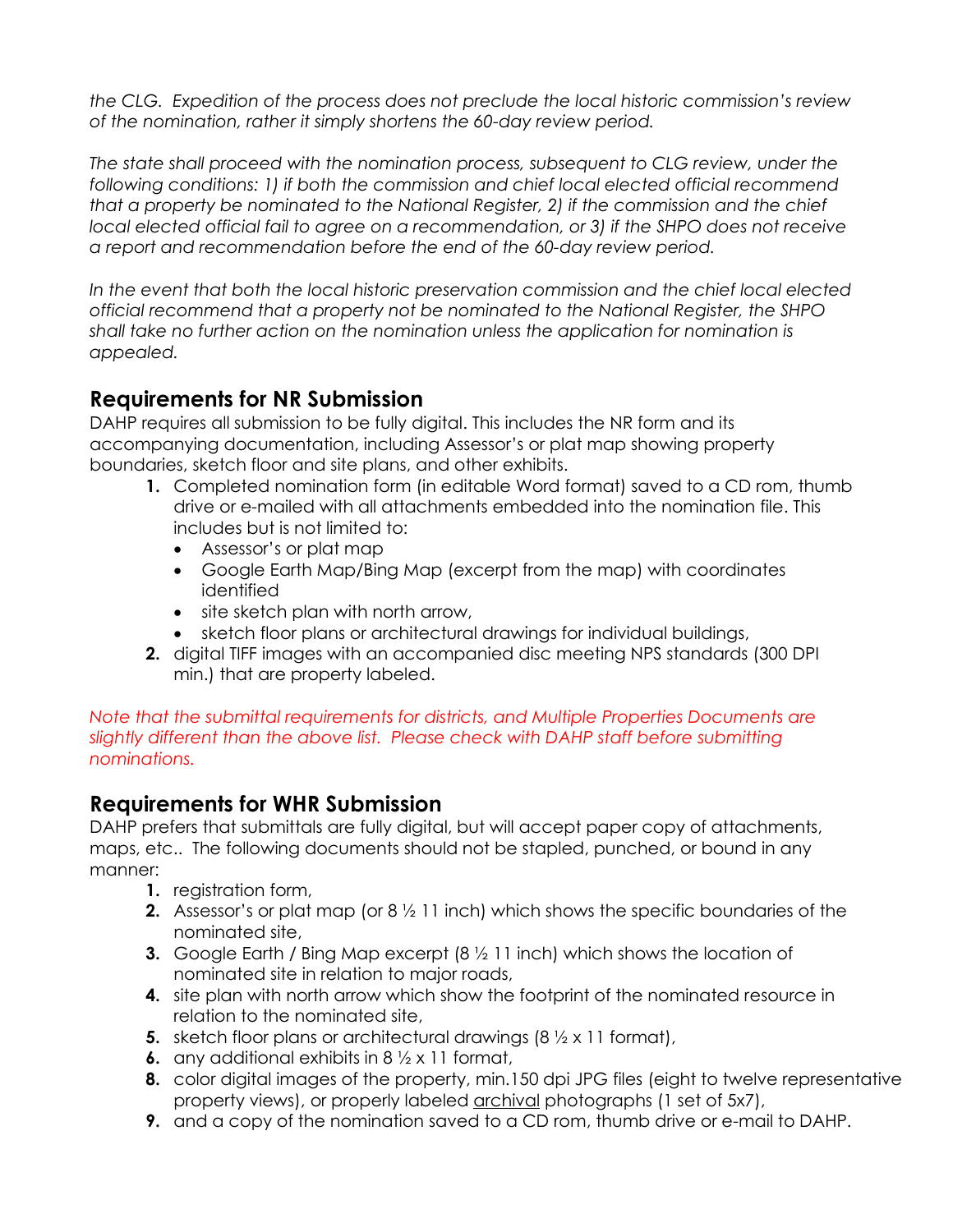*the CLG. Expedition of the process does not preclude the local historic commission's review of the nomination, rather it simply shortens the 60-day review period.*

*The state shall proceed with the nomination process, subsequent to CLG review, under the following conditions: 1) if both the commission and chief local elected official recommend that a property be nominated to the National Register, 2) if the commission and the chief local elected official fail to agree on a recommendation, or 3) if the SHPO does not receive a report and recommendation before the end of the 60-day review period.*

*In the event that both the local historic preservation commission and the chief local elected official recommend that a property not be nominated to the National Register, the SHPO shall take no further action on the nomination unless the application for nomination is appealed.*

## Requirements for NR Submission

DAHP requires all submission to be fully digital. This includes the NR form and its accompanying documentation, including Assessor's or plat map showing property boundaries, sketch floor and site plans, and other exhibits.

1. Completed nomination form (in editable Word format) saved to a CD rom, thumb drive or e-mailed with all attachments embedded into the nomination file. This includes but is not limited to:
   - Assessor's or plat map
   - Google Earth Map/Bing Map (excerpt from the map) with coordinates identified
   - site sketch plan with north arrow,
   - sketch floor plans or architectural drawings for individual buildings,
2. digital TIFF images with an accompanied disc meeting NPS standards (300 DPI min.) that are property labeled.

*Note that the submittal requirements for districts, and Multiple Properties Documents are slightly different than the above list. Please check with DAHP staff before submitting nominations.*

## Requirements for WHR Submission

DAHP prefers that submittals are fully digital, but will accept paper copy of attachments, maps, etc.. The following documents should not be stapled, punched, or bound in any manner:

1. registration form,
2. Assessor's or plat map (or 8 ½ 11 inch) which shows the specific boundaries of the nominated site,
3. Google Earth / Bing Map excerpt (8 ½ 11 inch) which shows the location of nominated site in relation to major roads,
4. site plan with north arrow which show the footprint of the nominated resource in relation to the nominated site,
5. sketch floor plans or architectural drawings (8 ½ x 11 format),
6. any additional exhibits in 8 ½ x 11 format,
8. color digital images of the property, min.150 dpi JPG files (eight to twelve representative property views), or properly labeled archival photographs (1 set of 5x7),
9. and a copy of the nomination saved to a CD rom, thumb drive or e-mail to DAHP.